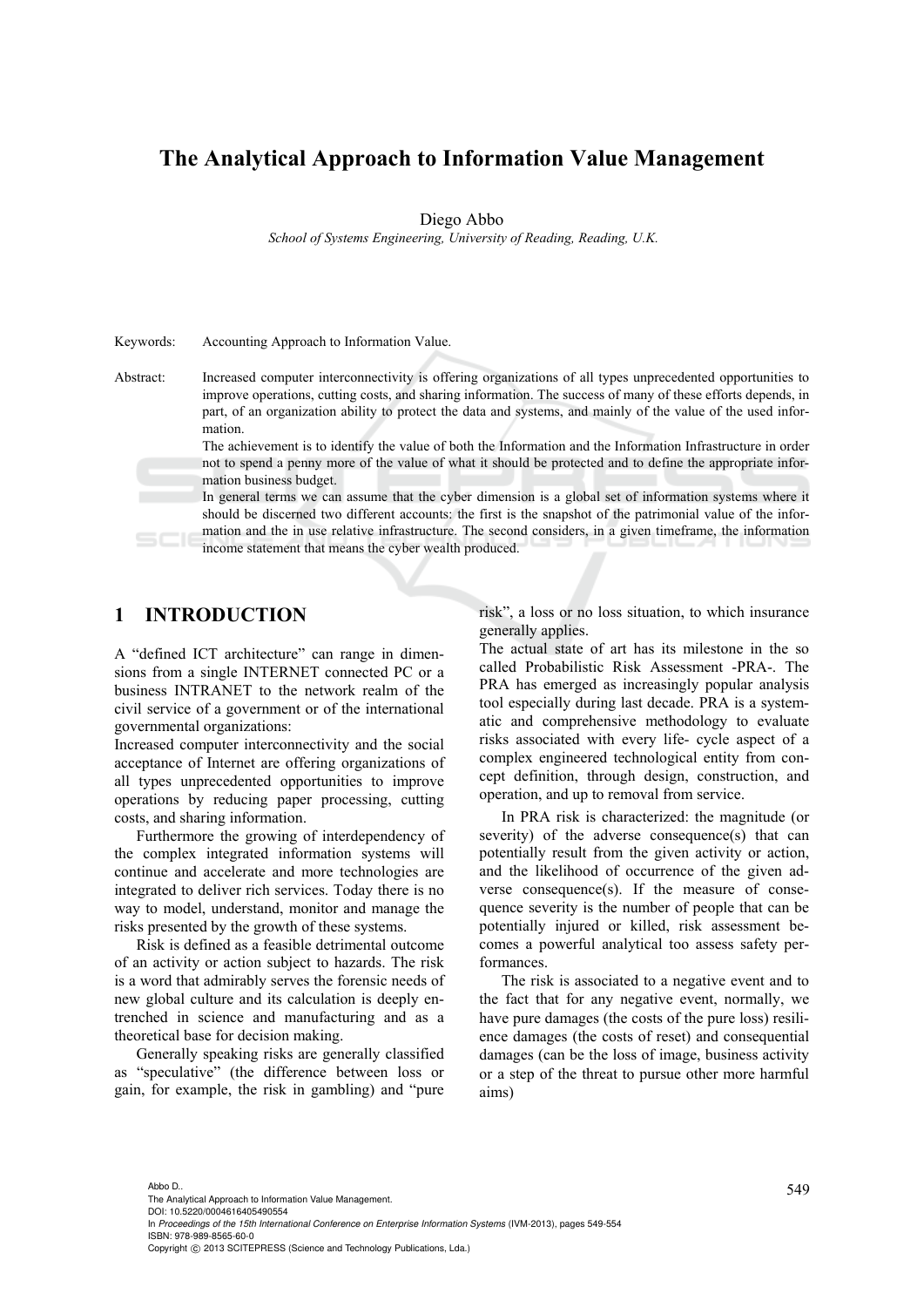# The Analytical Approach to Information Value Management

Diego Abbo

*School of Systems Engineering, University of Reading, Reading, U.K.*

Keywords: Accounting Approach to Information Value.

Abstract: Increased computer interconnectivity is offering organizations of all types unprecedented opportunities to improve operations, cutting costs, and sharing information. The success of many of these efforts depends, in part, of an organization ability to protect the data and systems, and mainly of the value of the used information.
The achievement is to identify the value of both the Information and the Information Infrastructure in order not to spend a penny more of the value of what it should be protected and to define the appropriate information business budget.
In general terms we can assume that the cyber dimension is a global set of information systems where it should be discerned two different accounts: the first is the snapshot of the patrimonial value of the information and the in use relative infrastructure. The second considers, in a given timeframe, the information income statement that means the cyber wealth produced.

## 1 INTRODUCTION

A "defined ICT architecture" can range in dimensions from a single INTERNET connected PC or a business INTRANET to the network realm of the civil service of a government or of the international governmental organizations:
Increased computer interconnectivity and the social acceptance of Internet are offering organizations of all types unprecedented opportunities to improve operations by reducing paper processing, cutting costs, and sharing information.

Furthermore the growing of interdependency of the complex integrated information systems will continue and accelerate and more technologies are integrated to deliver rich services. Today there is no way to model, understand, monitor and manage the risks presented by the growth of these systems.

Risk is defined as a feasible detrimental outcome of an activity or action subject to hazards. The risk is a word that admirably serves the forensic needs of new global culture and its calculation is deeply entrenched in science and manufacturing and as a theoretical base for decision making.

Generally speaking risks are generally classified as "speculative" (the difference between loss or gain, for example, the risk in gambling) and "pure risk", a loss or no loss situation, to which insurance generally applies.
The actual state of art has its milestone in the so called Probabilistic Risk Assessment -PRA-. The PRA has emerged as increasingly popular analysis tool especially during last decade. PRA is a systematic and comprehensive methodology to evaluate risks associated with every life- cycle aspect of a complex engineered technological entity from concept definition, through design, construction, and operation, and up to removal from service.

In PRA risk is characterized: the magnitude (or severity) of the adverse consequence(s) that can potentially result from the given activity or action, and the likelihood of occurrence of the given adverse consequence(s). If the measure of consequence severity is the number of people that can be potentially injured or killed, risk assessment becomes a powerful analytical too assess safety performances.

The risk is associated to a negative event and to the fact that for any negative event, normally, we have pure damages (the costs of the pure loss) resilience damages (the costs of reset) and consequential damages (can be the loss of image, business activity or a step of the threat to pursue other more harmful aims)

Abbo D..
The Analytical Approach to Information Value Management.
DOI: 10.5220/0004616405490554
In *Proceedings of the 15th International Conference on Enterprise Information Systems* (IVM-2013), pages 549-554
ISBN: 978-989-8565-60-0
Copyright © 2013 SCITEPRESS (Science and Technology Publications, Lda.)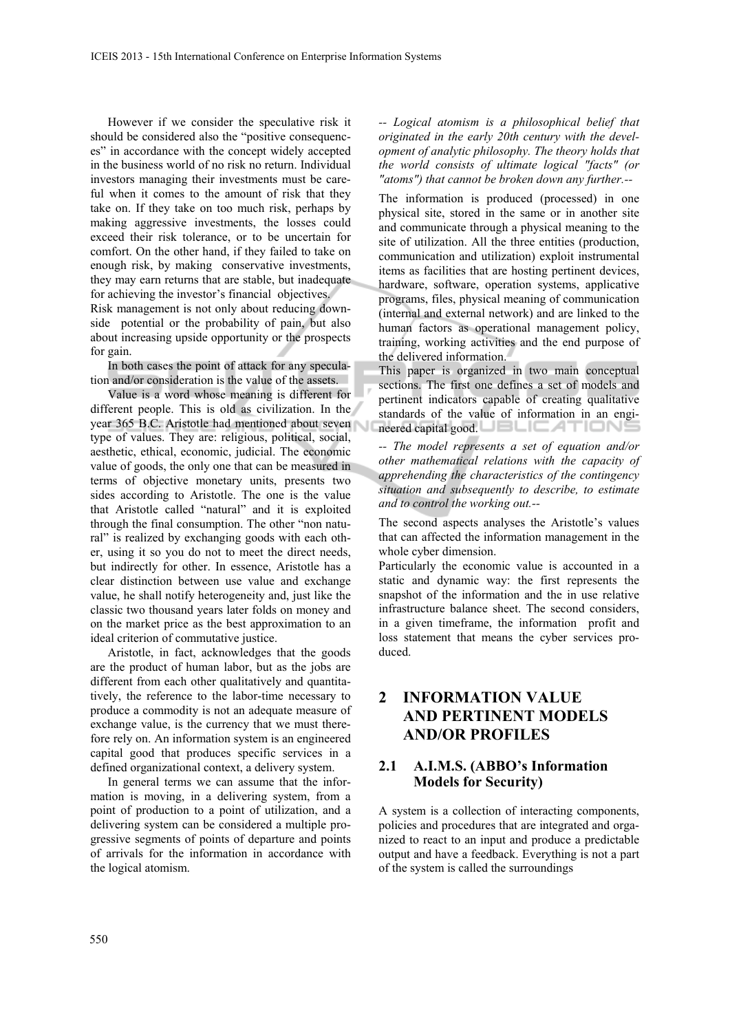However if we consider the speculative risk it should be considered also the “positive consequences” in accordance with the concept widely accepted in the business world of no risk no return. Individual investors managing their investments must be careful when it comes to the amount of risk that they take on. If they take on too much risk, perhaps by making aggressive investments, the losses could exceed their risk tolerance, or to be uncertain for comfort. On the other hand, if they failed to take on enough risk, by making conservative investments, they may earn returns that are stable, but inadequate for achieving the investor’s financial objectives.

Risk management is not only about reducing downside potential or the probability of pain, but also about increasing upside opportunity or the prospects for gain.

In both cases the point of attack for any speculation and/or consideration is the value of the assets.

Value is a word whose meaning is different for different people. This is old as civilization. In the year 365 B.C. Aristotle had mentioned about seven type of values. They are: religious, political, social, aesthetic, ethical, economic, judicial. The economic value of goods, the only one that can be measured in terms of objective monetary units, presents two sides according to Aristotle. The one is the value that Aristotle called “natural” and it is exploited through the final consumption. The other “non natural” is realized by exchanging goods with each other, using it so you do not to meet the direct needs, but indirectly for other. In essence, Aristotle has a clear distinction between use value and exchange value, he shall notify heterogeneity and, just like the classic two thousand years later folds on money and on the market price as the best approximation to an ideal criterion of commutative justice.

Aristotle, in fact, acknowledges that the goods are the product of human labor, but as the jobs are different from each other qualitatively and quantitatively, the reference to the labor-time necessary to produce a commodity is not an adequate measure of exchange value, is the currency that we must therefore rely on. An information system is an engineered capital good that produces specific services in a defined organizational context, a delivery system.

In general terms we can assume that the information is moving, in a delivering system, from a point of production to a point of utilization, and a delivering system can be considered a multiple progressive segments of points of departure and points of arrivals for the information in accordance with the logical atomism.

*-- Logical atomism is a philosophical belief that originated in the early 20th century with the development of analytic philosophy. The theory holds that the world consists of ultimate logical "facts" (or "atoms") that cannot be broken down any further.--*

The information is produced (processed) in one physical site, stored in the same or in another site and communicate through a physical meaning to the site of utilization. All the three entities (production, communication and utilization) exploit instrumental items as facilities that are hosting pertinent devices, hardware, software, operation systems, applicative programs, files, physical meaning of communication (internal and external network) and are linked to the human factors as operational management policy, training, working activities and the end purpose of the delivered information.

This paper is organized in two main conceptual sections. The first one defines a set of models and pertinent indicators capable of creating qualitative standards of the value of information in an engineered capital good.

*-- The model represents a set of equation and/or other mathematical relations with the capacity of apprehending the characteristics of the contingency situation and subsequently to describe, to estimate and to control the working out.--*

The second aspects analyses the Aristotle’s values that can affected the information management in the whole cyber dimension.

Particularly the economic value is accounted in a static and dynamic way: the first represents the snapshot of the information and the in use relative infrastructure balance sheet. The second considers, in a given timeframe, the information profit and loss statement that means the cyber services produced.

# 2 INFORMATION VALUE AND PERTINENT MODELS AND/OR PROFILES

## 2.1 A.I.M.S. (ABBO’s Information Models for Security)

A system is a collection of interacting components, policies and procedures that are integrated and organized to react to an input and produce a predictable output and have a feedback. Everything is not a part of the system is called the surroundings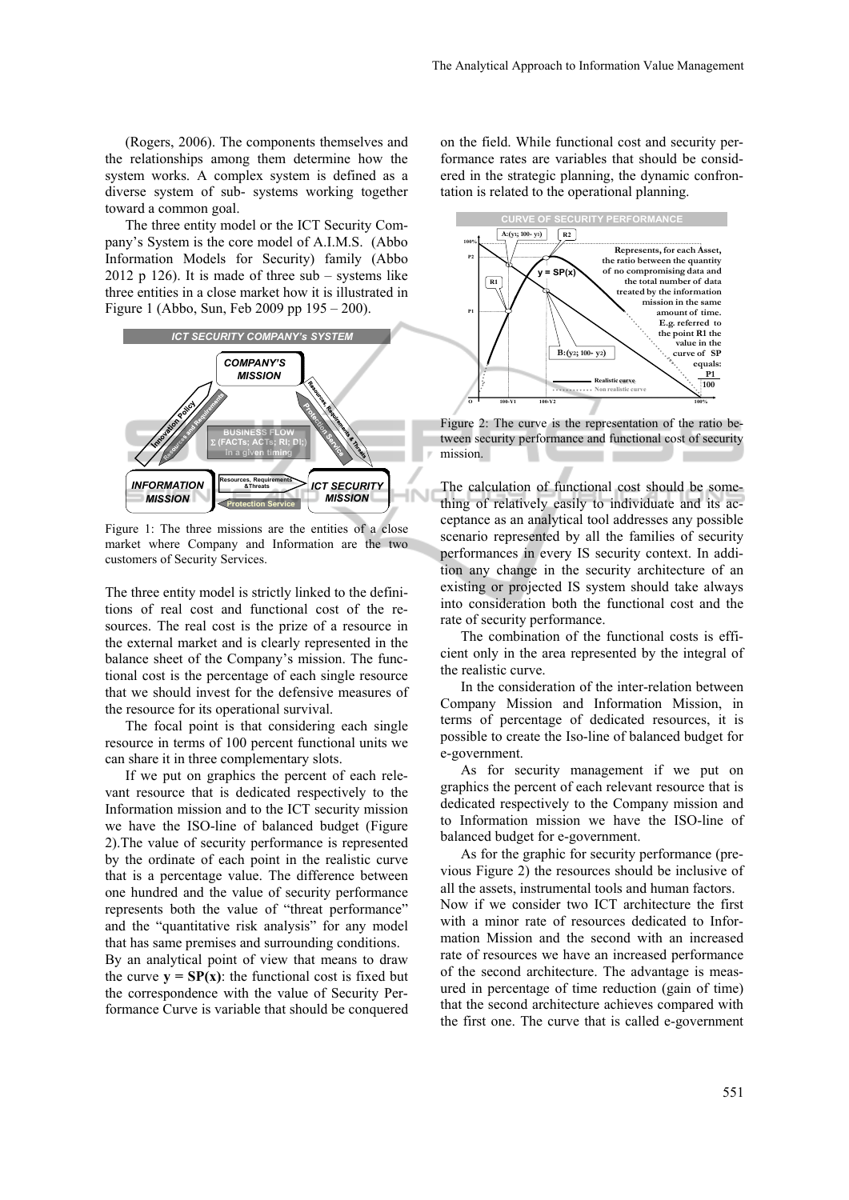(Rogers, 2006). The components themselves and the relationships among them determine how the system works. A complex system is defined as a diverse system of sub- systems working together toward a common goal.

The three entity model or the ICT Security Company's System is the core model of A.I.M.S. (Abbo Information Models for Security) family (Abbo 2012 p 126). It is made of three sub – systems like three entities in a close market how it is illustrated in Figure 1 (Abbo, Sun, Feb 2009 pp 195 – 200).

Figure 1: The three missions are the entities of a close market where Company and Information are the two customers of Security Services.

The three entity model is strictly linked to the definitions of real cost and functional cost of the resources. The real cost is the prize of a resource in the external market and is clearly represented in the balance sheet of the Company's mission. The functional cost is the percentage of each single resource that we should invest for the defensive measures of the resource for its operational survival.

The focal point is that considering each single resource in terms of 100 percent functional units we can share it in three complementary slots.

If we put on graphics the percent of each relevant resource that is dedicated respectively to the Information mission and to the ICT security mission we have the ISO-line of balanced budget (Figure 2).The value of security performance is represented by the ordinate of each point in the realistic curve that is a percentage value. The difference between one hundred and the value of security performance represents both the value of "threat performance" and the "quantitative risk analysis" for any model that has same premises and surrounding conditions.

By an analytical point of view that means to draw the curve **y = SP(x)**: the functional cost is fixed but the correspondence with the value of Security Performance Curve is variable that should be conquered on the field. While functional cost and security performance rates are variables that should be considered in the strategic planning, the dynamic confrontation is related to the operational planning.

Figure 2: The curve is the representation of the ratio between security performance and functional cost of security mission.

The calculation of functional cost should be something of relatively easily to individuate and its acceptance as an analytical tool addresses any possible scenario represented by all the families of security performances in every IS security context. In addition any change in the security architecture of an existing or projected IS system should take always into consideration both the functional cost and the rate of security performance.

The combination of the functional costs is efficient only in the area represented by the integral of the realistic curve.

In the consideration of the inter-relation between Company Mission and Information Mission, in terms of percentage of dedicated resources, it is possible to create the Iso-line of balanced budget for e-government.

As for security management if we put on graphics the percent of each relevant resource that is dedicated respectively to the Company mission and to Information mission we have the ISO-line of balanced budget for e-government.

As for the graphic for security performance (previous Figure 2) the resources should be inclusive of all the assets, instrumental tools and human factors.

Now if we consider two ICT architecture the first with a minor rate of resources dedicated to Information Mission and the second with an increased rate of resources we have an increased performance of the second architecture. The advantage is measured in percentage of time reduction (gain of time) that the second architecture achieves compared with the first one. The curve that is called e-government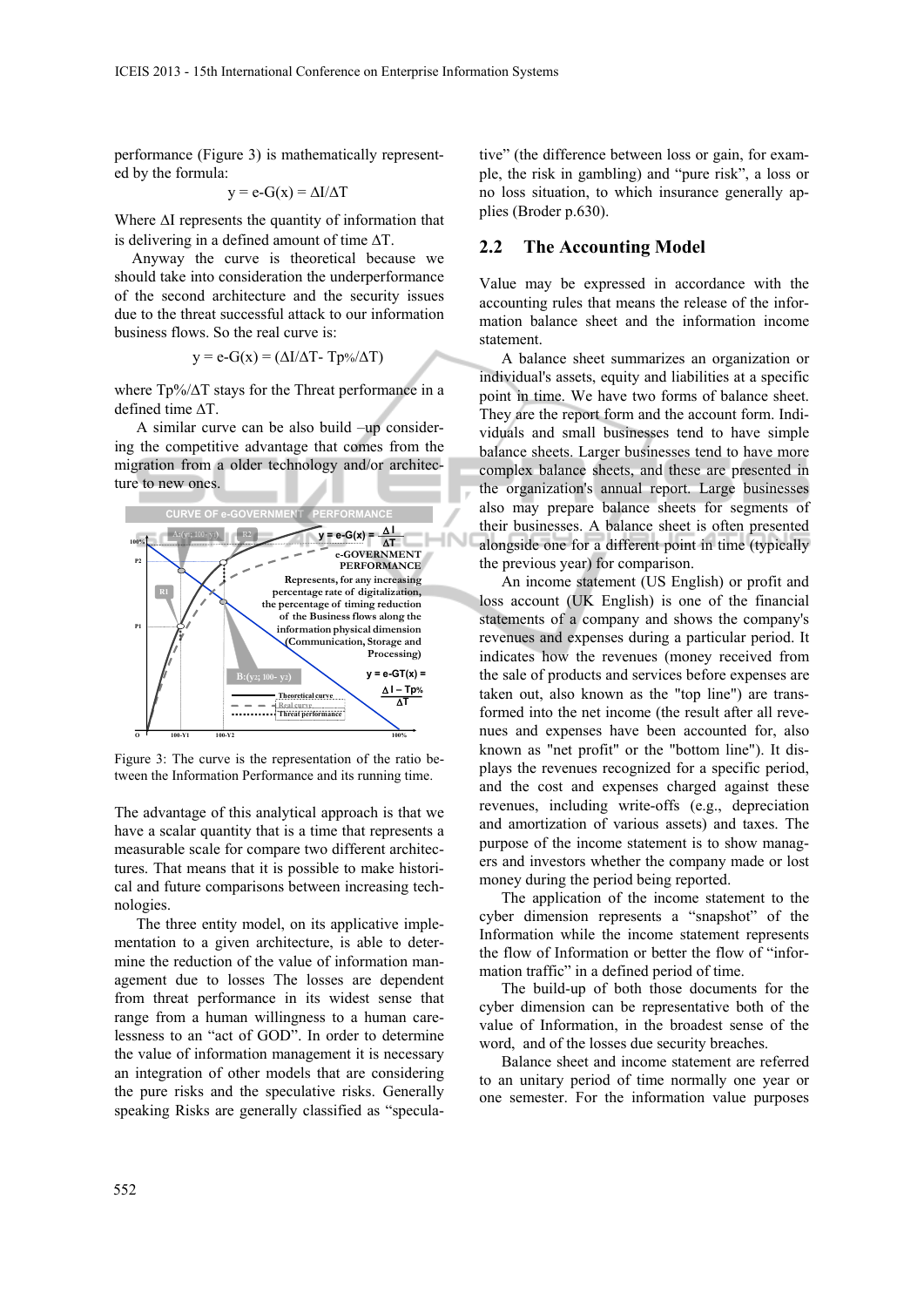performance (Figure 3) is mathematically represented by the formula:

$$y = e\text{-}G(x) = \Delta I/\Delta T$$

Where ΔI represents the quantity of information that is delivering in a defined amount of time ΔT.

Anyway the curve is theoretical because we should take into consideration the underperformance of the second architecture and the security issues due to the threat successful attack to our information business flows. So the real curve is:

$$y = e\text{-}G(x) = (\Delta I/\Delta T\text{- } Tp\%/\Delta T)$$

where $Tp\%/\Delta T$ stays for the Threat performance in a defined time ΔT.

A similar curve can be also build –up considering the competitive advantage that comes from the migration from a older technology and/or architecture to new ones.

Figure 3: The curve is the representation of the ratio between the Information Performance and its running time.

The advantage of this analytical approach is that we have a scalar quantity that is a time that represents a measurable scale for compare two different architectures. That means that it is possible to make historical and future comparisons between increasing technologies.

The three entity model, on its applicative implementation to a given architecture, is able to determine the reduction of the value of information management due to losses The losses are dependent from threat performance in its widest sense that range from a human willingness to a human carelessness to an "act of GOD". In order to determine the value of information management it is necessary an integration of other models that are considering the pure risks and the speculative risks. Generally speaking Risks are generally classified as "speculative" (the difference between loss or gain, for example, the risk in gambling) and "pure risk", a loss or no loss situation, to which insurance generally applies (Broder p.630).

## 2.2 The Accounting Model

Value may be expressed in accordance with the accounting rules that means the release of the information balance sheet and the information income statement.

A balance sheet summarizes an organization or individual's assets, equity and liabilities at a specific point in time. We have two forms of balance sheet. They are the report form and the account form. Individuals and small businesses tend to have simple balance sheets. Larger businesses tend to have more complex balance sheets, and these are presented in the organization's annual report. Large businesses also may prepare balance sheets for segments of their businesses. A balance sheet is often presented alongside one for a different point in time (typically the previous year) for comparison.

An income statement (US English) or profit and loss account (UK English) is one of the financial statements of a company and shows the company's revenues and expenses during a particular period. It indicates how the revenues (money received from the sale of products and services before expenses are taken out, also known as the "top line") are transformed into the net income (the result after all revenues and expenses have been accounted for, also known as "net profit" or the "bottom line"). It displays the revenues recognized for a specific period, and the cost and expenses charged against these revenues, including write-offs (e.g., depreciation and amortization of various assets) and taxes. The purpose of the income statement is to show managers and investors whether the company made or lost money during the period being reported.

The application of the income statement to the cyber dimension represents a "snapshot" of the Information while the income statement represents the flow of Information or better the flow of "information traffic" in a defined period of time.

The build-up of both those documents for the cyber dimension can be representative both of the value of Information, in the broadest sense of the word, and of the losses due security breaches.

Balance sheet and income statement are referred to an unitary period of time normally one year or one semester. For the information value purposes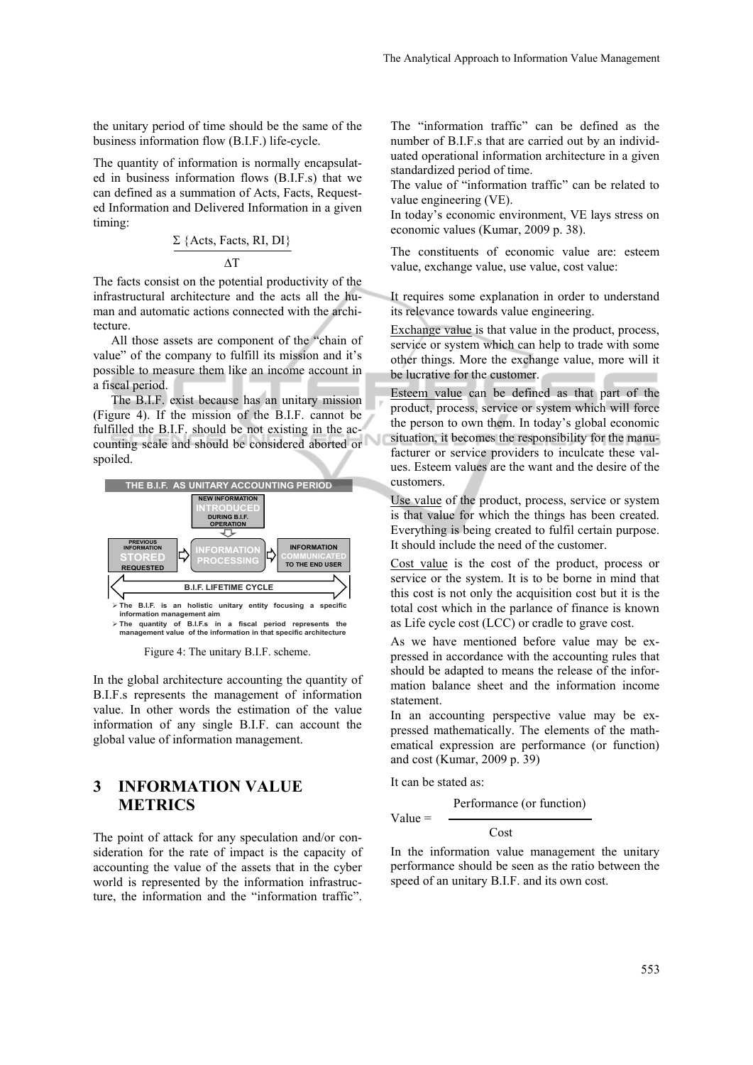the unitary period of time should be the same of the business information flow (B.I.F.) life-cycle.

The quantity of information is normally encapsulated in business information flows (B.I.F.s) that we can defined as a summation of Acts, Facts, Requested Information and Delivered Information in a given timing:

$$\frac{\Sigma \{\text{Acts, Facts, RI, DI}\}}{\Delta T}$$

The facts consist on the potential productivity of the infrastructural architecture and the acts all the human and automatic actions connected with the architecture.

All those assets are component of the "chain of value" of the company to fulfill its mission and it's possible to measure them like an income account in a fiscal period.

The B.I.F. exist because has an unitary mission (Figure 4). If the mission of the B.I.F. cannot be fulfilled the B.I.F. should be not existing in the accounting scale and should be considered aborted or spoiled.

THE B.I.F. AS UNITARY ACCOUNTING PERIOD

NEW INFORMATION INTRODUCED DURING B.I.F. OPERATION

PREVIOUS INFORMATION STORED REQUESTED → INFORMATION PROCESSING → INFORMATION COMMUNICATED TO THE END USER

B.I.F. LIFETIME CYCLE

- The B.I.F. is an holistic unitary entity focusing a specific information management aim
- The quantity of B.I.F.s in a fiscal period represents the management value of the information in that specific architecture

Figure 4: The unitary B.I.F. scheme.

In the global architecture accounting the quantity of B.I.F.s represents the management of information value. In other words the estimation of the value information of any single B.I.F. can account the global value of information management.

## 3 INFORMATION VALUE METRICS

The point of attack for any speculation and/or consideration for the rate of impact is the capacity of accounting the value of the assets that in the cyber world is represented by the information infrastructure, the information and the "information traffic".

The "information traffic" can be defined as the number of B.I.F.s that are carried out by an individuated operational information architecture in a given standardized period of time.

The value of "information traffic" can be related to value engineering (VE).

In today's economic environment, VE lays stress on economic values (Kumar, 2009 p. 38).

The constituents of economic value are: esteem value, exchange value, use value, cost value:

It requires some explanation in order to understand its relevance towards value engineering.

Exchange value is that value in the product, process, service or system which can help to trade with some other things. More the exchange value, more will it be lucrative for the customer.

Esteem value can be defined as that part of the product, process, service or system which will force the person to own them. In today's global economic situation, it becomes the responsibility for the manufacturer or service providers to inculcate these values. Esteem values are the want and the desire of the customers.

Use value of the product, process, service or system is that value for which the things has been created. Everything is being created to fulfil certain purpose. It should include the need of the customer.

Cost value is the cost of the product, process or service or the system. It is to be borne in mind that this cost is not only the acquisition cost but it is the total cost which in the parlance of finance is known as Life cycle cost (LCC) or cradle to grave cost.

As we have mentioned before value may be expressed in accordance with the accounting rules that should be adapted to means the release of the information balance sheet and the information income statement.

In an accounting perspective value may be expressed mathematically. The elements of the mathematical expression are performance (or function) and cost (Kumar, 2009 p. 39)

It can be stated as:

$$\text{Value} = \frac{\text{Performance (or function)}}{\text{Cost}}$$

In the information value management the unitary performance should be seen as the ratio between the speed of an unitary B.I.F. and its own cost.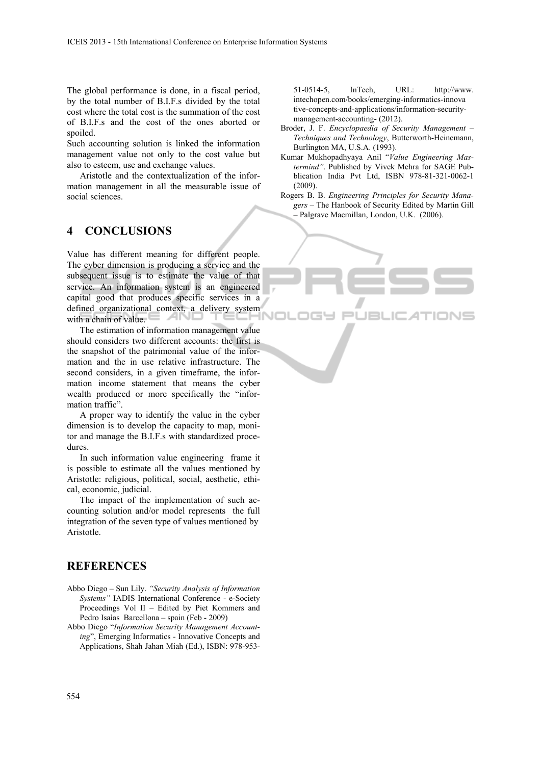The global performance is done, in a fiscal period, by the total number of B.I.F.s divided by the total cost where the total cost is the summation of the cost of B.I.F.s and the cost of the ones aborted or spoiled.

Such accounting solution is linked the information management value not only to the cost value but also to esteem, use and exchange values.

Aristotle and the contextualization of the information management in all the measurable issue of social sciences.

# 4 CONCLUSIONS

Value has different meaning for different people. The cyber dimension is producing a service and the subsequent issue is to estimate the value of that service. An information system is an engineered capital good that produces specific services in a defined organizational context, a delivery system with a chain of value.

The estimation of information management value should considers two different accounts: the first is the snapshot of the patrimonial value of the information and the in use relative infrastructure. The second considers, in a given timeframe, the information income statement that means the cyber wealth produced or more specifically the "information traffic".

A proper way to identify the value in the cyber dimension is to develop the capacity to map, monitor and manage the B.I.F.s with standardized procedures.

In such information value engineering frame it is possible to estimate all the values mentioned by Aristotle: religious, political, social, aesthetic, ethical, economic, judicial.

The impact of the implementation of such accounting solution and/or model represents the full integration of the seven type of values mentioned by Aristotle.

# REFERENCES

Abbo Diego – Sun Lily. *"Security Analysis of Information Systems"* IADIS International Conference - e-Society Proceedings Vol II – Edited by Piet Kommers and Pedro Isaìas Barcellona – spain (Feb - 2009)

Abbo Diego "*Information Security Management Accounting*", Emerging Informatics - Innovative Concepts and Applications, Shah Jahan Miah (Ed.), ISBN: 978-953-51-0514-5, InTech, URL: http://www.intechopen.com/books/emerging-informatics-innovative-concepts-and-applications/information-security-management-accounting- (2012).

Broder, J. F. *Encyclopaedia of Security Management – Techniques and Technology*, Butterworth-Heinemann, Burlington MA, U.S.A. (1993).

Kumar Mukhopadhyaya Anil "*Value Engineering Mastermind"*. Published by Vivek Mehra for SAGE Publication India Pvt Ltd, ISBN 978-81-321-0062-1 (2009).

Rogers B. B. *Engineering Principles for Security Managers* – The Hanbook of Security Edited by Martin Gill – Palgrave Macmillan, London, U.K. (2006).